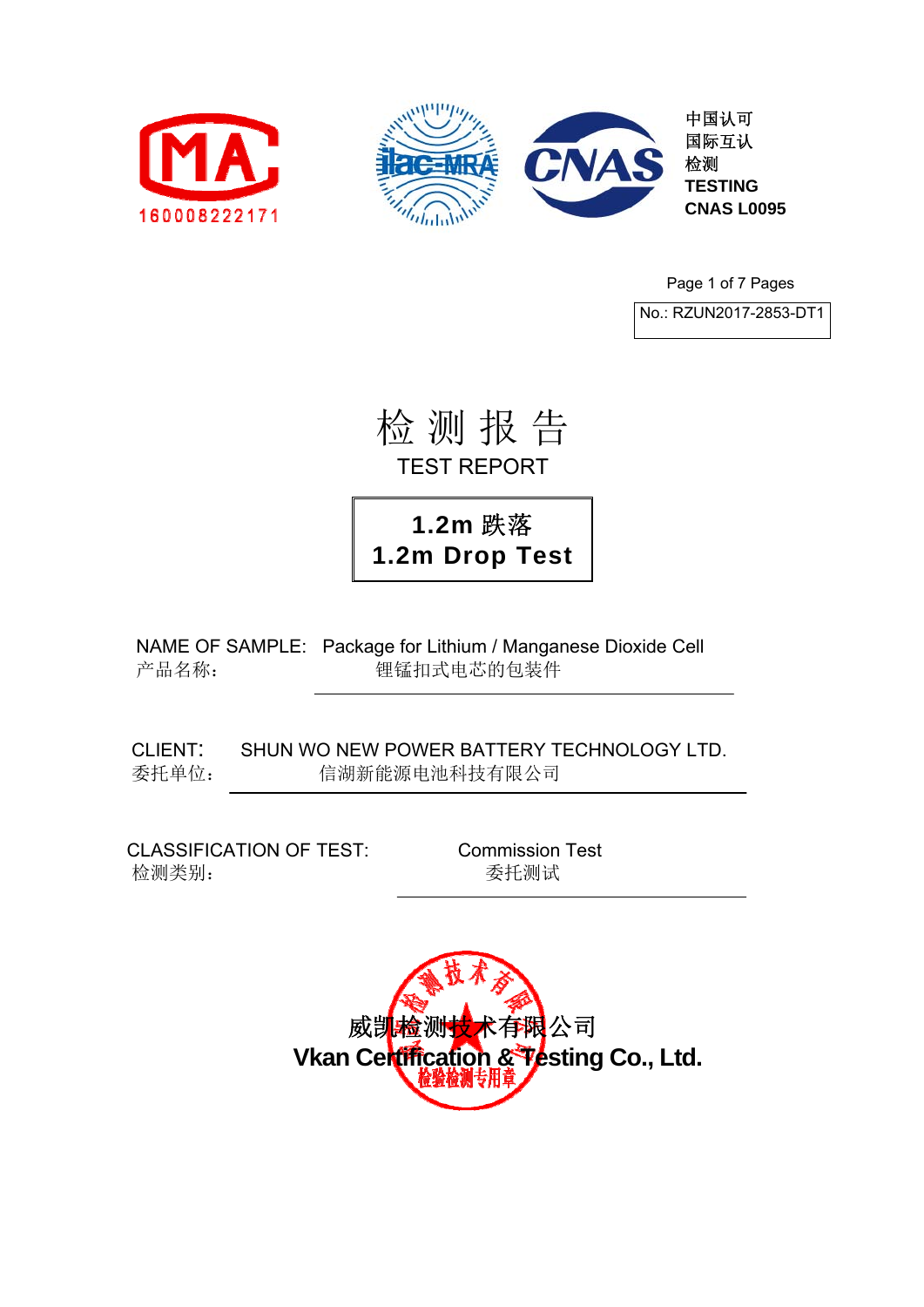160008222171

中国认可
国际互认
检测
TESTING
CNAS L0095

No.: RZUN2017-2853-DT1

# 检 测 报 告

## TEST REPORT

**1.2m 跌落**
**1.2m Drop Test**

NAME OF SAMPLE: Package for Lithium / Manganese Dioxide Cell
产品名称： 锂锰扣式电芯的包装件

CLIENT: SHUN WO NEW POWER BATTERY TECHNOLOGY LTD.
委托单位： 信湖新能源电池科技有限公司

CLASSIFICATION OF TEST: Commission Test
检测类别： 委托测试

威凯检测技术有限公司
**Vkan Certification & Testing Co., Ltd.**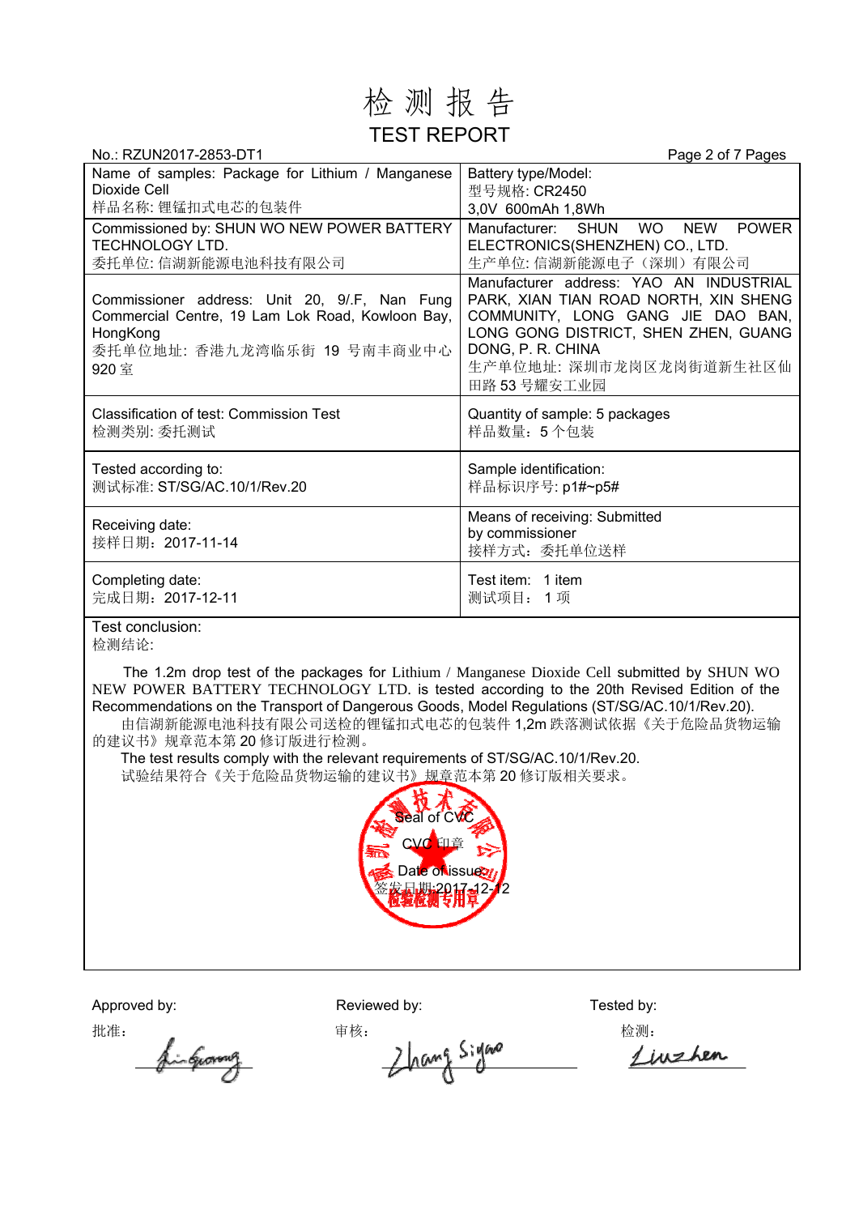# 检 测 报 告

# TEST REPORT

No.: RZUN2017-2853-DT1

| Name of samples: Package for Lithium / Manganese Dioxide Cell<br>样品名称: 锂锰扣式电芯的包装件 | Battery type/Model:<br>型号规格: CR2450<br>3,0V 600mAh 1,8Wh |
|---|---|
| Commissioned by: SHUN WO NEW POWER BATTERY TECHNOLOGY LTD.<br>委托单位: 信湖新能源电池科技有限公司 | Manufacturer: SHUN WO NEW POWER ELECTRONICS(SHENZHEN) CO., LTD.<br>生产单位: 信湖新能源电子（深圳）有限公司 |
| Commissioner address: Unit 20, 9/.F, Nan Fung Commercial Centre, 19 Lam Lok Road, Kowloon Bay, HongKong<br>委托单位地址: 香港九龙湾临乐街 19 号南丰商业中心 920 室 | Manufacturer address: YAO AN INDUSTRIAL PARK, XIAN TIAN ROAD NORTH, XIN SHENG COMMUNITY, LONG GANG JIE DAO BAN, LONG GONG DISTRICT, SHEN ZHEN, GUANG DONG, P. R. CHINA<br>生产单位地址: 深圳市龙岗区龙岗街道新生社区仙田路 53 号耀安工业园 |
| Classification of test: Commission Test<br>检测类别: 委托测试 | Quantity of sample: 5 packages<br>样品数量：5 个包装 |
| Tested according to:<br>测试标准: ST/SG/AC.10/1/Rev.20 | Sample identification:<br>样品标识序号: p1#~p5# |
| Receiving date:<br>接样日期：2017-11-14 | Means of receiving: Submitted by commissioner<br>接样方式：委托单位送样 |
| Completing date:<br>完成日期：2017-12-11 | Test item: 1 item<br>测试项目： 1 项 |

Test conclusion:
检测结论:

The 1.2m drop test of the packages for Lithium / Manganese Dioxide Cell submitted by SHUN WO NEW POWER BATTERY TECHNOLOGY LTD. is tested according to the 20th Revised Edition of the Recommendations on the Transport of Dangerous Goods, Model Regulations (ST/SG/AC.10/1/Rev.20).
由信湖新能源电池科技有限公司送检的锂锰扣式电芯的包装件 1,2m 跌落测试依据《关于危险品货物运输的建议书》规章范本第 20 修订版进行检测。

The test results comply with the relevant requirements of ST/SG/AC.10/1/Rev.20.
试验结果符合《关于危险品货物运输的建议书》规章范本第 20 修订版相关要求。

Seal of CVC
CVC 印章
Date of issue:
签发日期:2017-12-12

| Approved by:<br>批准: | Reviewed by:<br>审核: | Tested by:<br>检测: |
|---|---|---|
| Li Guang | Zhang Siyao | Liu Zhen |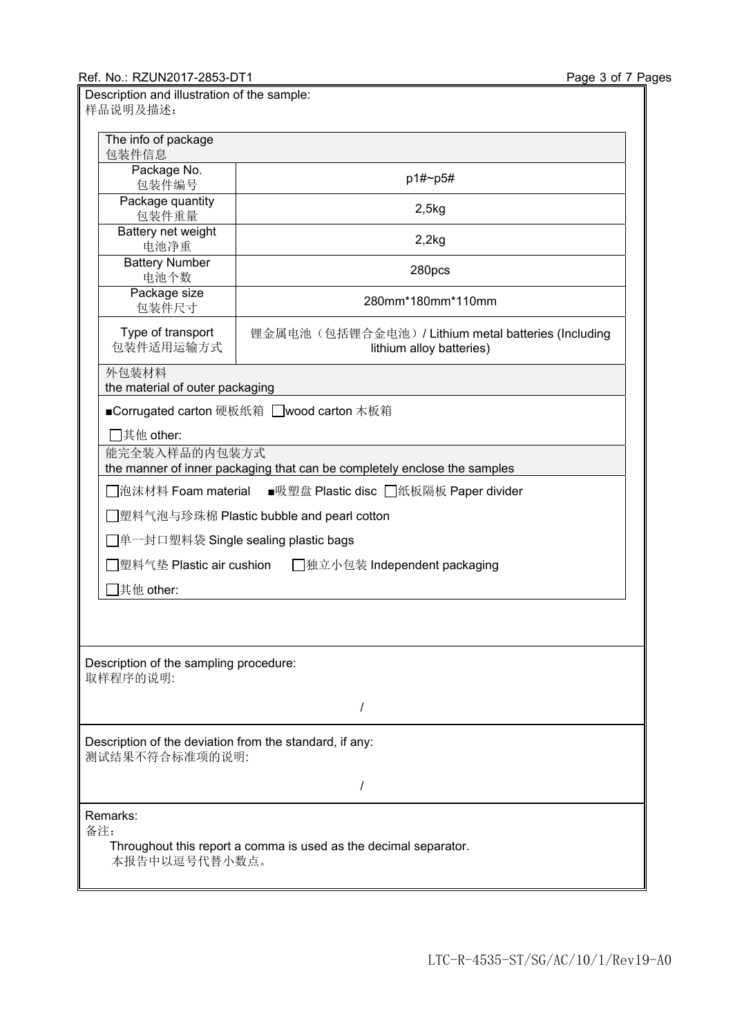Ref. No.: RZUN2017-2853-DT1

Description and illustration of the sample:
样品说明及描述：

| The info of package 包装件信息 | |
|---|---|
| Package No. 包装件编号 | p1#~p5# |
| Package quantity 包装件重量 | 2,5kg |
| Battery net weight 电池净重 | 2,2kg |
| Battery Number 电池个数 | 280pcs |
| Package size 包装件尺寸 | 280mm*180mm*110mm |
| Type of transport 包装件适用运输方式 | 锂金属电池（包括锂合金电池）/ Lithium metal batteries (Including lithium alloy batteries) |

外包装材料
the material of outer packaging

■Corrugated carton 硬板纸箱 □wood carton 木板箱

□其他 other:

能完全装入样品的内包装方式
the manner of inner packaging that can be completely enclose the samples

□泡沫材料 Foam material ■吸塑盘 Plastic disc □纸板隔板 Paper divider

□塑料气泡与珍珠棉 Plastic bubble and pearl cotton

□单一封口塑料袋 Single sealing plastic bags

□塑料气垫 Plastic air cushion □独立小包装 Independent packaging

□其他 other:

Description of the sampling procedure:
取样程序的说明:

/

Description of the deviation from the standard, if any:
测试结果不符合标准项的说明:

/

Remarks:
备注：

Throughout this report a comma is used as the decimal separator.
本报告中以逗号代替小数点。

LTC-R-4535-ST/SG/AC/10/1/Rev19-A0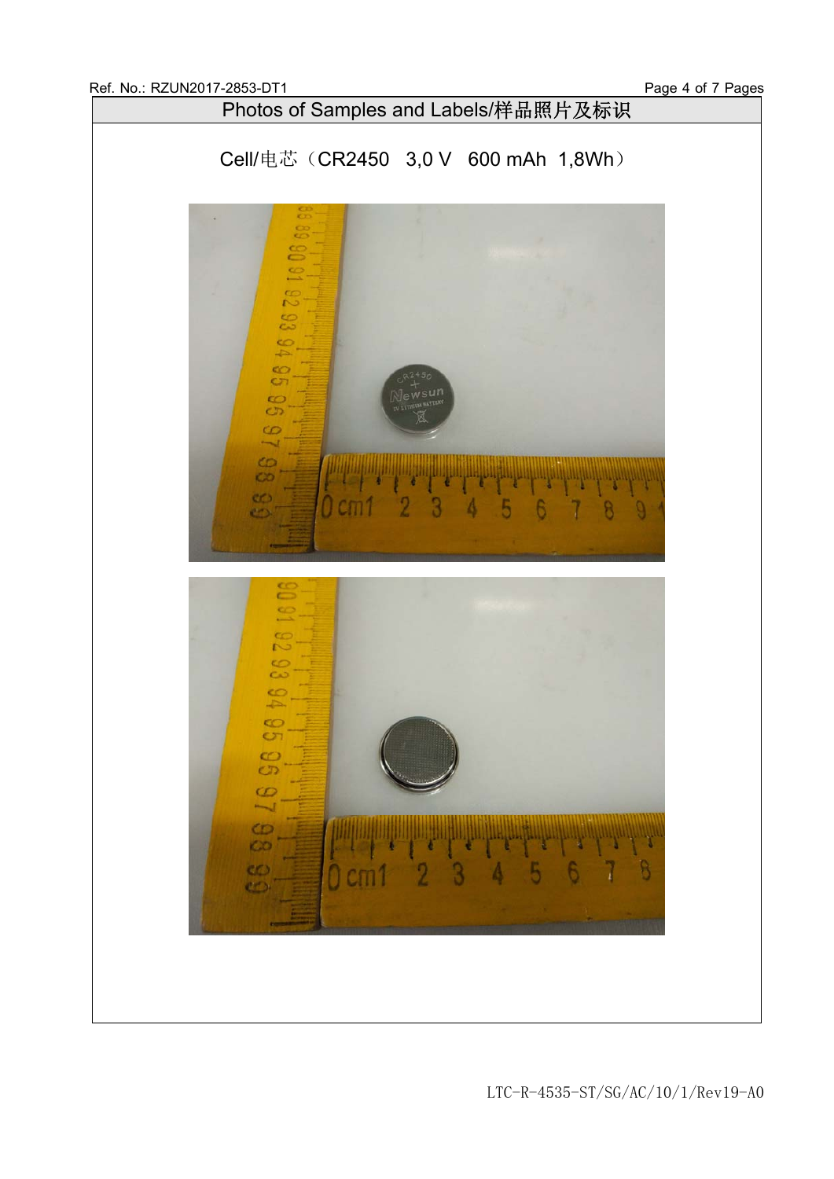## Photos of Samples and Labels/样品照片及标识

Cell/电芯（CR2450 3,0 V 600 mAh 1,8Wh）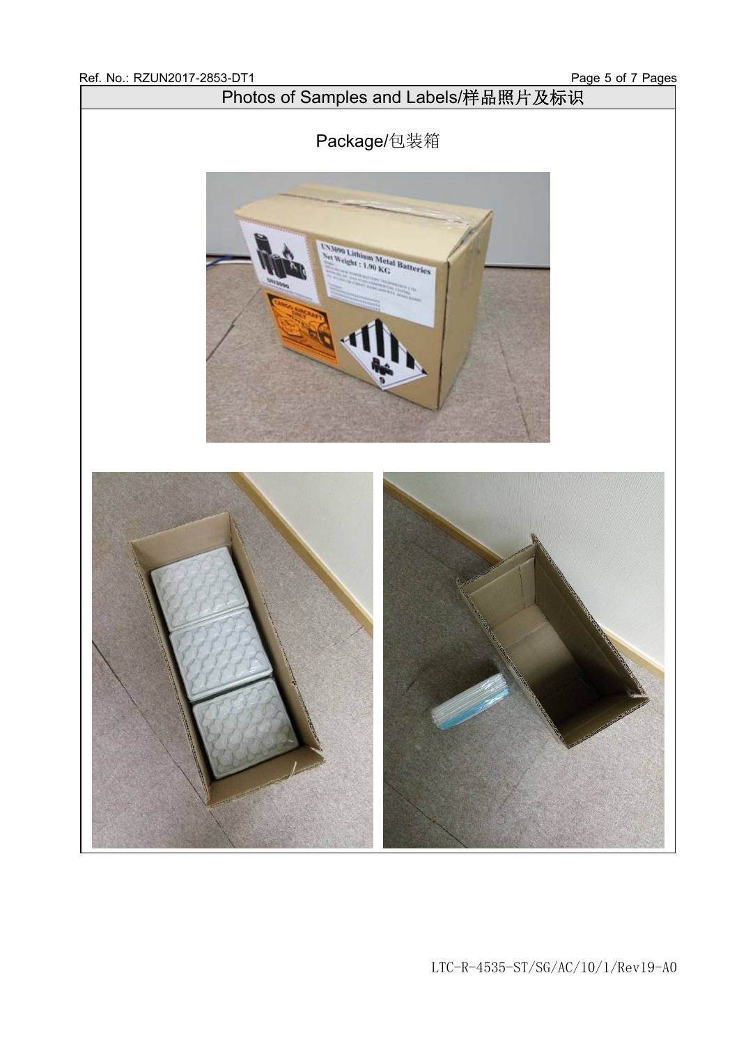## Photos of Samples and Labels/样品照片及标识

Package/包装箱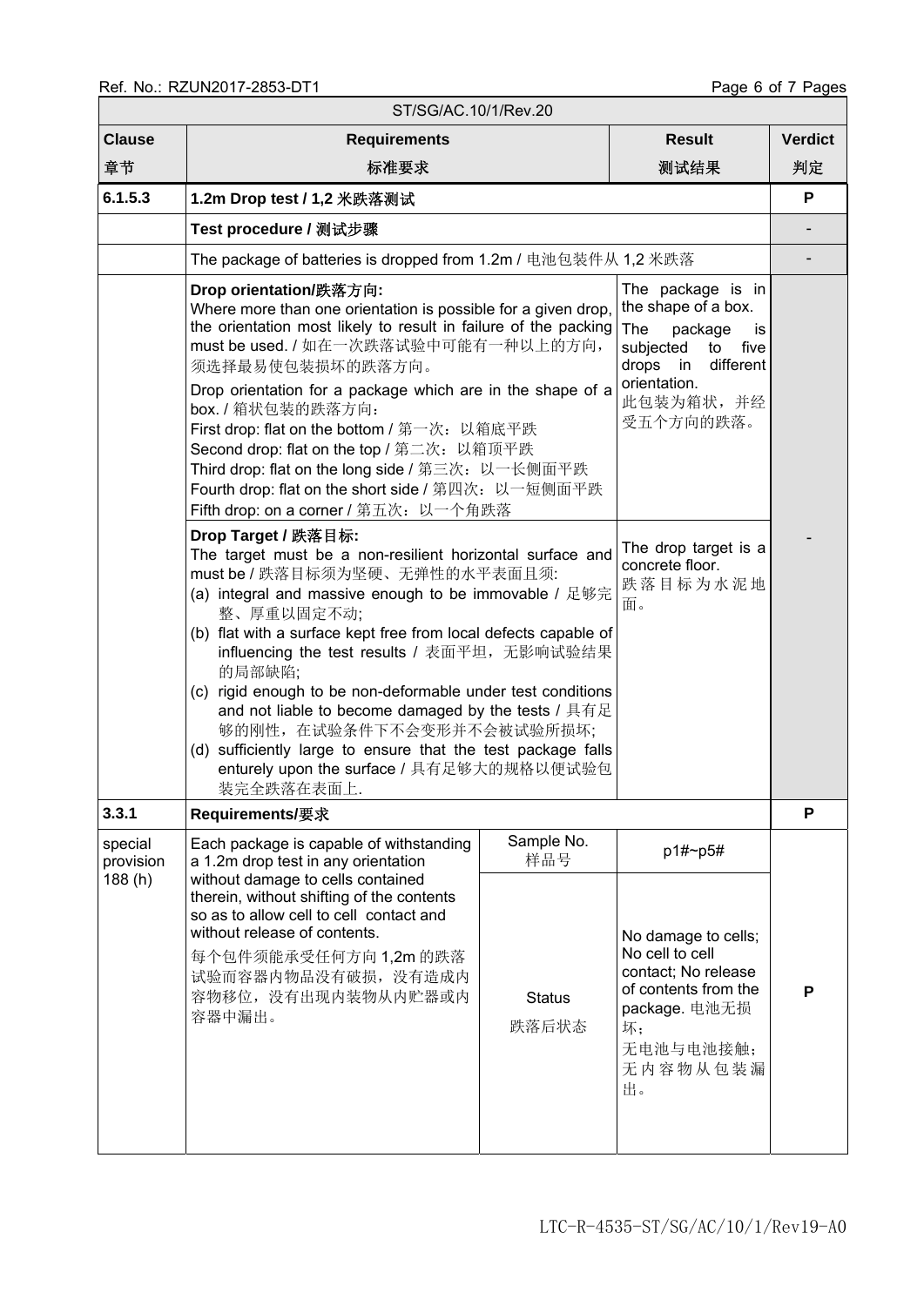| ST/SG/AC.10/1/Rev.20 | | | | |
|---|---|---|---|---|
| **Clause 章节** | **Requirements 标准要求** | | **Result 测试结果** | **Verdict 判定** |
| **6.1.5.3** | **1.2m Drop test / 1,2 米跌落测试** | | | **P** |
| | **Test procedure / 测试步骤** | | | - |
| | The package of batteries is dropped from 1.2m / 电池包装件从 1,2 米跌落 | | | - |
| | **Drop orientation/跌落方向:** Where more than one orientation is possible for a given drop, the orientation most likely to result in failure of the packing must be used. / 如在一次跌落试验中可能有一种以上的方向，须选择最易使包装损坏的跌落方向。<br>Drop orientation for a package which are in the shape of a box. / 箱状包装的跌落方向：<br>First drop: flat on the bottom / 第一次：以箱底平跌<br>Second drop: flat on the top / 第二次：以箱顶平跌<br>Third drop: flat on the long side / 第三次：以一长侧面平跌<br>Fourth drop: flat on the short side / 第四次：以一短侧面平跌<br>Fifth drop: on a corner / 第五次：以一个角跌落 | | The package is in the shape of a box. The package is subjected to five drops in different orientation. 此包装为箱状，并经受五个方向的跌落。 | - |
| | **Drop Target / 跌落目标:** The target must be a non-resilient horizontal surface and must be / 跌落目标须为坚硬、无弹性的水平表面且须:<br>(a) integral and massive enough to be immovable / 足够完整、厚重以固定不动;<br>(b) flat with a surface kept free from local defects capable of influencing the test results / 表面平坦，无影响试验结果的局部缺陷;<br>(c) rigid enough to be non-deformable under test conditions and not liable to become damaged by the tests / 具有足够的刚性，在试验条件下不会变形并不会被试验所损坏;<br>(d) sufficiently large to ensure that the test package falls enturely upon the surface / 具有足够大的规格以便试验包装完全跌落在表面上. | | The drop target is a concrete floor. 跌落目标为水泥地面。 | - |
| **3.3.1** | **Requirements/要求** | | | **P** |
| special provision 188 (h) | Each package is capable of withstanding a 1.2m drop test in any orientation without damage to cells contained therein, without shifting of the contents so as to allow cell to cell contact and without release of contents.<br>每个包件须能承受任何方向 1,2m 的跌落试验而容器内物品没有破损，没有造成内容物移位，没有出现内装物从内贮器或内容器中漏出。 | Sample No. 样品号 | p1#~p5# | P |
| | | Status 跌落后状态 | No damage to cells; No cell to cell contact; No release of contents from the package. 电池无损坏；无电池与电池接触；无内容物从包装漏出。 | |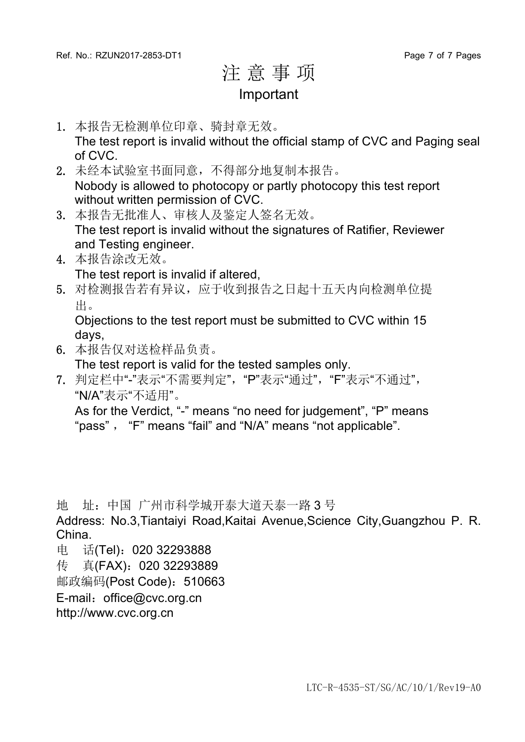# 注 意 事 项

## Important

1. 本报告无检测单位印章、骑封章无效。
   The test report is invalid without the official stamp of CVC and Paging seal of CVC.
2. 未经本试验室书面同意，不得部分地复制本报告。
   Nobody is allowed to photocopy or partly photocopy this test report without written permission of CVC.
3. 本报告无批准人、审核人及鉴定人签名无效。
   The test report is invalid without the signatures of Ratifier, Reviewer and Testing engineer.
4. 本报告涂改无效。
   The test report is invalid if altered,
5. 对检测报告若有异议，应于收到报告之日起十五天内向检测单位提出。
   Objections to the test report must be submitted to CVC within 15 days,
6. 本报告仅对送检样品负责。
   The test report is valid for the tested samples only.
7. 判定栏中“-”表示“不需要判定”，“P”表示“通过”，“F”表示“不通过”，“N/A”表示“不适用”。
   As for the Verdict, “-” means “no need for judgement”, “P” means “pass”， “F” means “fail” and “N/A” means “not applicable”.

地　址：中国 广州市科学城开泰大道天泰一路 3 号
Address: No.3,Tiantaiyi Road,Kaitai Avenue,Science City,Guangzhou P. R. China.
电　话(Tel)：020 32293888
传　真(FAX)：020 32293889
邮政编码(Post Code)：510663
E-mail：office@cvc.org.cn
http://www.cvc.org.cn

LTC-R-4535-ST/SG/AC/10/1/Rev19-A0